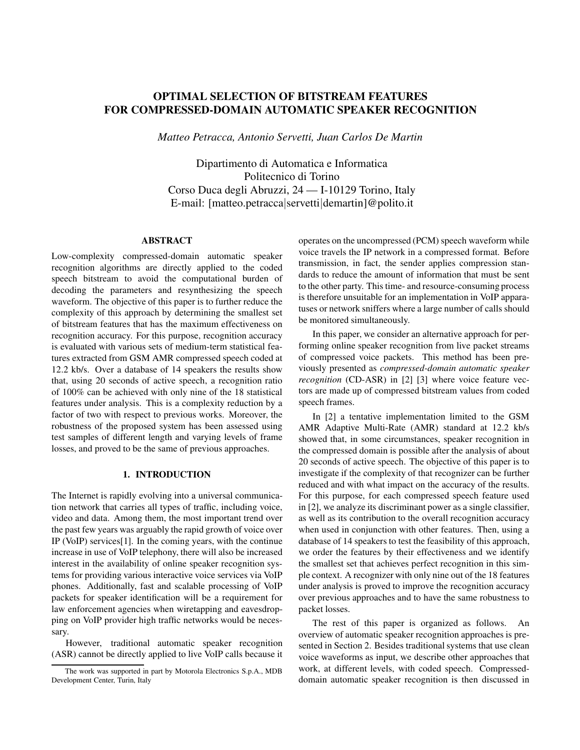# OPTIMAL SELECTION OF BITSTREAM FEATURES FOR COMPRESSED-DOMAIN AUTOMATIC SPEAKER RECOGNITION

*Matteo Petracca, Antonio Servetti, Juan Carlos De Martin*

Dipartimento di Automatica e Informatica
Politecnico di Torino
Corso Duca degli Abruzzi, 24 — I-10129 Torino, Italy
E-mail: [matteo.petracca|servetti|demartin]@polito.it

## ABSTRACT

Low-complexity compressed-domain automatic speaker recognition algorithms are directly applied to the coded speech bitstream to avoid the computational burden of decoding the parameters and resynthesizing the speech waveform. The objective of this paper is to further reduce the complexity of this approach by determining the smallest set of bitstream features that has the maximum effectiveness on recognition accuracy. For this purpose, recognition accuracy is evaluated with various sets of medium-term statistical features extracted from GSM AMR compressed speech coded at 12.2 kb/s. Over a database of 14 speakers the results show that, using 20 seconds of active speech, a recognition ratio of 100% can be achieved with only nine of the 18 statistical features under analysis. This is a complexity reduction by a factor of two with respect to previous works. Moreover, the robustness of the proposed system has been assessed using test samples of different length and varying levels of frame losses, and proved to be the same of previous approaches.

## 1. INTRODUCTION

The Internet is rapidly evolving into a universal communication network that carries all types of traffic, including voice, video and data. Among them, the most important trend over the past few years was arguably the rapid growth of voice over IP (VoIP) services[1]. In the coming years, with the continue increase in use of VoIP telephony, there will also be increased interest in the availability of online speaker recognition systems for providing various interactive voice services via VoIP phones. Additionally, fast and scalable processing of VoIP packets for speaker identification will be a requirement for law enforcement agencies when wiretapping and eavesdropping on VoIP provider high traffic networks would be necessary.

However, traditional automatic speaker recognition (ASR) cannot be directly applied to live VoIP calls because it operates on the uncompressed (PCM) speech waveform while voice travels the IP network in a compressed format. Before transmission, in fact, the sender applies compression standards to reduce the amount of information that must be sent to the other party. This time- and resource-consuming process is therefore unsuitable for an implementation in VoIP apparatuses or network sniffers where a large number of calls should be monitored simultaneously.

In this paper, we consider an alternative approach for performing online speaker recognition from live packet streams of compressed voice packets. This method has been previously presented as *compressed-domain automatic speaker recognition* (CD-ASR) in [2] [3] where voice feature vectors are made up of compressed bitstream values from coded speech frames.

In [2] a tentative implementation limited to the GSM AMR Adaptive Multi-Rate (AMR) standard at 12.2 kb/s showed that, in some circumstances, speaker recognition in the compressed domain is possible after the analysis of about 20 seconds of active speech. The objective of this paper is to investigate if the complexity of that recognizer can be further reduced and with what impact on the accuracy of the results. For this purpose, for each compressed speech feature used in [2], we analyze its discriminant power as a single classifier, as well as its contribution to the overall recognition accuracy when used in conjunction with other features. Then, using a database of 14 speakers to test the feasibility of this approach, we order the features by their effectiveness and we identify the smallest set that achieves perfect recognition in this simple context. A recognizer with only nine out of the 18 features under analysis is proved to improve the recognition accuracy over previous approaches and to have the same robustness to packet losses.

The rest of this paper is organized as follows. An overview of automatic speaker recognition approaches is presented in Section 2. Besides traditional systems that use clean voice waveforms as input, we describe other approaches that work, at different levels, with coded speech. Compressed-domain automatic speaker recognition is then discussed in

The work was supported in part by Motorola Electronics S.p.A., MDB Development Center, Turin, Italy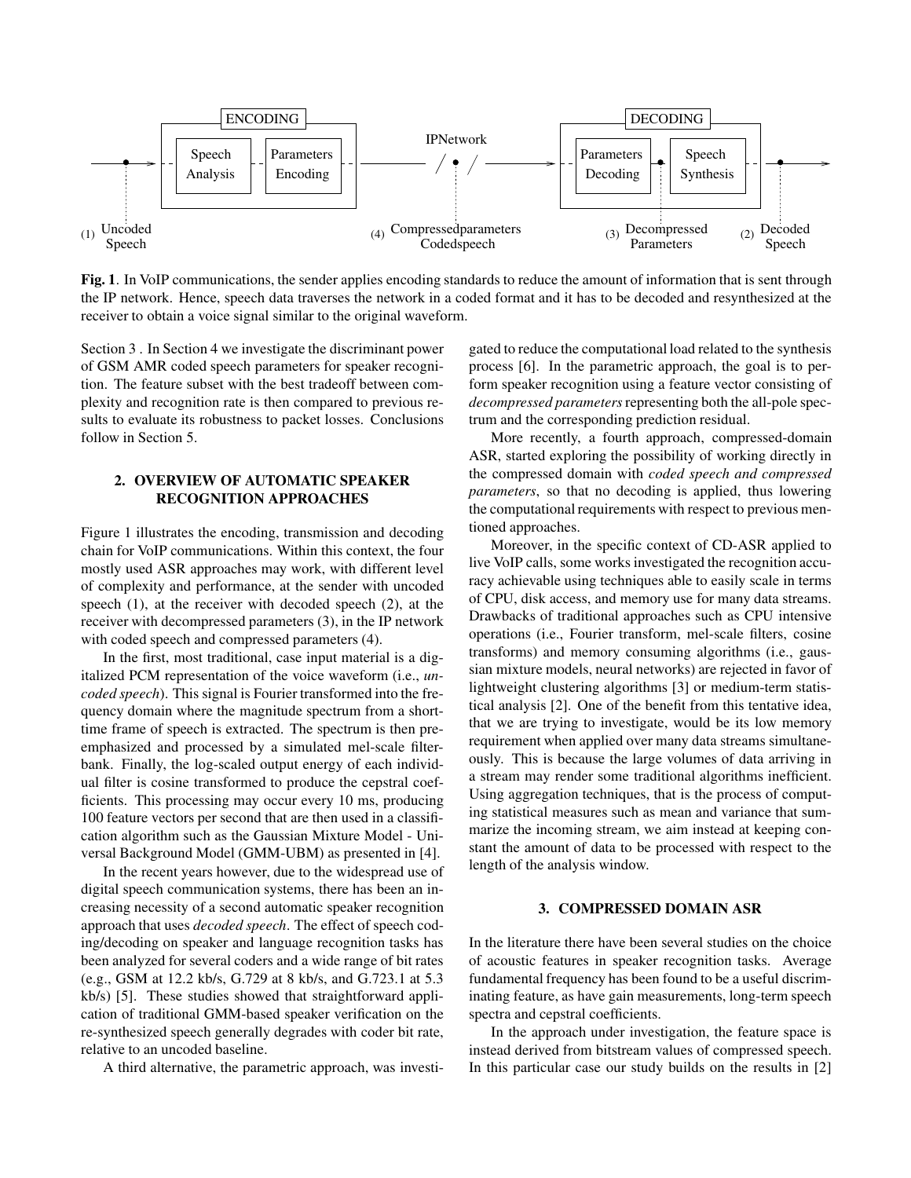**Fig. 1**. In VoIP communications, the sender applies encoding standards to reduce the amount of information that is sent through the IP network. Hence, speech data traverses the network in a coded format and it has to be decoded and resynthesized at the receiver to obtain a voice signal similar to the original waveform.

Section 3 . In Section 4 we investigate the discriminant power of GSM AMR coded speech parameters for speaker recognition. The feature subset with the best tradeoff between complexity and recognition rate is then compared to previous results to evaluate its robustness to packet losses. Conclusions follow in Section 5.

## 2. OVERVIEW OF AUTOMATIC SPEAKER RECOGNITION APPROACHES

Figure 1 illustrates the encoding, transmission and decoding chain for VoIP communications. Within this context, the four mostly used ASR approaches may work, with different level of complexity and performance, at the sender with uncoded speech (1), at the receiver with decoded speech (2), at the receiver with decompressed parameters (3), in the IP network with coded speech and compressed parameters (4).

In the first, most traditional, case input material is a digitalized PCM representation of the voice waveform (i.e., *uncoded speech*). This signal is Fourier transformed into the frequency domain where the magnitude spectrum from a short-time frame of speech is extracted. The spectrum is then pre-emphasized and processed by a simulated mel-scale filterbank. Finally, the log-scaled output energy of each individual filter is cosine transformed to produce the cepstral coefficients. This processing may occur every 10 ms, producing 100 feature vectors per second that are then used in a classification algorithm such as the Gaussian Mixture Model - Universal Background Model (GMM-UBM) as presented in [4].

In the recent years however, due to the widespread use of digital speech communication systems, there has been an increasing necessity of a second automatic speaker recognition approach that uses *decoded speech*. The effect of speech coding/decoding on speaker and language recognition tasks has been analyzed for several coders and a wide range of bit rates (e.g., GSM at 12.2 kb/s, G.729 at 8 kb/s, and G.723.1 at 5.3 kb/s) [5]. These studies showed that straightforward application of traditional GMM-based speaker verification on the re-synthesized speech generally degrades with coder bit rate, relative to an uncoded baseline.

A third alternative, the parametric approach, was investigated to reduce the computational load related to the synthesis process [6]. In the parametric approach, the goal is to perform speaker recognition using a feature vector consisting of *decompressed parameters* representing both the all-pole spectrum and the corresponding prediction residual.

More recently, a fourth approach, compressed-domain ASR, started exploring the possibility of working directly in the compressed domain with *coded speech and compressed parameters*, so that no decoding is applied, thus lowering the computational requirements with respect to previous mentioned approaches.

Moreover, in the specific context of CD-ASR applied to live VoIP calls, some works investigated the recognition accuracy achievable using techniques able to easily scale in terms of CPU, disk access, and memory use for many data streams. Drawbacks of traditional approaches such as CPU intensive operations (i.e., Fourier transform, mel-scale filters, cosine transforms) and memory consuming algorithms (i.e., gaussian mixture models, neural networks) are rejected in favor of lightweight clustering algorithms [3] or medium-term statistical analysis [2]. One of the benefit from this tentative idea, that we are trying to investigate, would be its low memory requirement when applied over many data streams simultaneously. This is because the large volumes of data arriving in a stream may render some traditional algorithms inefficient. Using aggregation techniques, that is the process of computing statistical measures such as mean and variance that summarize the incoming stream, we aim instead at keeping constant the amount of data to be processed with respect to the length of the analysis window.

## 3. COMPRESSED DOMAIN ASR

In the literature there have been several studies on the choice of acoustic features in speaker recognition tasks. Average fundamental frequency has been found to be a useful discriminating feature, as have gain measurements, long-term speech spectra and cepstral coefficients.

In the approach under investigation, the feature space is instead derived from bitstream values of compressed speech. In this particular case our study builds on the results in [2]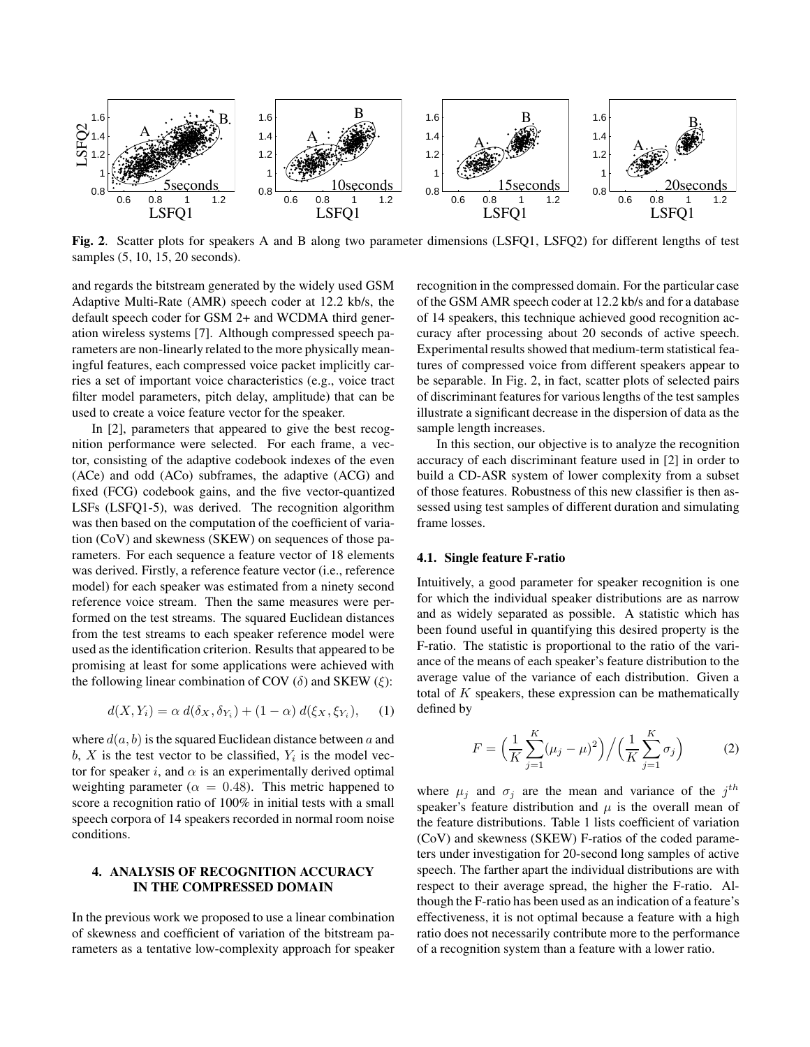**Fig. 2**. Scatter plots for speakers A and B along two parameter dimensions (LSFQ1, LSFQ2) for different lengths of test samples (5, 10, 15, 20 seconds).

and regards the bitstream generated by the widely used GSM Adaptive Multi-Rate (AMR) speech coder at 12.2 kb/s, the default speech coder for GSM 2+ and WCDMA third generation wireless systems [7]. Although compressed speech parameters are non-linearly related to the more physically meaningful features, each compressed voice packet implicitly carries a set of important voice characteristics (e.g., voice tract filter model parameters, pitch delay, amplitude) that can be used to create a voice feature vector for the speaker.

In [2], parameters that appeared to give the best recognition performance were selected. For each frame, a vector, consisting of the adaptive codebook indexes of the even (ACe) and odd (ACo) subframes, the adaptive (ACG) and fixed (FCG) codebook gains, and the five vector-quantized LSFs (LSFQ1-5), was derived. The recognition algorithm was then based on the computation of the coefficient of variation (CoV) and skewness (SKEW) on sequences of those parameters. For each sequence a feature vector of 18 elements was derived. Firstly, a reference feature vector (i.e., reference model) for each speaker was estimated from a ninety second reference voice stream. Then the same measures were performed on the test streams. The squared Euclidean distances from the test streams to each speaker reference model were used as the identification criterion. Results that appeared to be promising at least for some applications were achieved with the following linear combination of COV ($\delta$) and SKEW ($\xi$):

$$d(X, Y_i) = \alpha \, d(\delta_X, \delta_{Y_i}) + (1 - \alpha) \, d(\xi_X, \xi_{Y_i}), \qquad (1)$$

where $d(a, b)$ is the squared Euclidean distance between $a$ and $b$, $X$ is the test vector to be classified, $Y_i$ is the model vector for speaker $i$, and $\alpha$ is an experimentally derived optimal weighting parameter ($\alpha = 0.48$). This metric happened to score a recognition ratio of 100% in initial tests with a small speech corpora of 14 speakers recorded in normal room noise conditions.

## 4. ANALYSIS OF RECOGNITION ACCURACY IN THE COMPRESSED DOMAIN

In the previous work we proposed to use a linear combination of skewness and coefficient of variation of the bitstream parameters as a tentative low-complexity approach for speaker recognition in the compressed domain. For the particular case of the GSM AMR speech coder at 12.2 kb/s and for a database of 14 speakers, this technique achieved good recognition accuracy after processing about 20 seconds of active speech. Experimental results showed that medium-term statistical features of compressed voice from different speakers appear to be separable. In Fig. 2, in fact, scatter plots of selected pairs of discriminant features for various lengths of the test samples illustrate a significant decrease in the dispersion of data as the sample length increases.

In this section, our objective is to analyze the recognition accuracy of each discriminant feature used in [2] in order to build a CD-ASR system of lower complexity from a subset of those features. Robustness of this new classifier is then assessed using test samples of different duration and simulating frame losses.

### 4.1. Single feature F-ratio

Intuitively, a good parameter for speaker recognition is one for which the individual speaker distributions are as narrow and as widely separated as possible. A statistic which has been found useful in quantifying this desired property is the F-ratio. The statistic is proportional to the ratio of the variance of the means of each speaker's feature distribution to the average value of the variance of each distribution. Given a total of $K$ speakers, these expression can be mathematically defined by

$$F = \Big( \frac{1}{K} \sum_{j=1}^{K} (\mu_j - \mu)^2 \Big) \Big/ \Big( \frac{1}{K} \sum_{j=1}^{K} \sigma_j \Big) \qquad (2)$$

where $\mu_j$ and $\sigma_j$ are the mean and variance of the $j^{th}$ speaker's feature distribution and $\mu$ is the overall mean of the feature distributions. Table 1 lists coefficient of variation (CoV) and skewness (SKEW) F-ratios of the coded parameters under investigation for 20-second long samples of active speech. The farther apart the individual distributions are with respect to their average spread, the higher the F-ratio. Although the F-ratio has been used as an indication of a feature's effectiveness, it is not optimal because a feature with a high ratio does not necessarily contribute more to the performance of a recognition system than a feature with a lower ratio.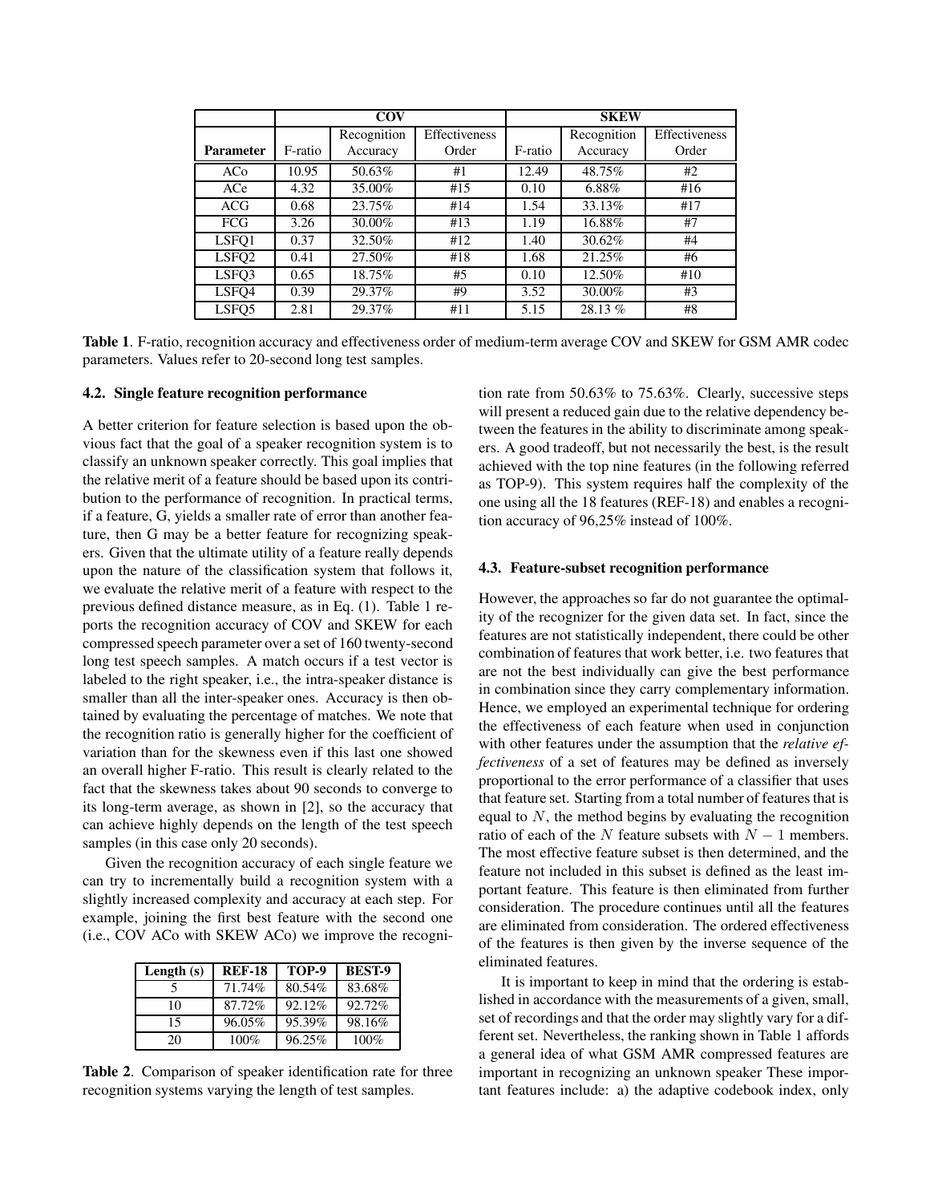| | COV | | | SKEW | | |
|---|---|---|---|---|---|---|
| **Parameter** | F-ratio | Recognition Accuracy | Effectiveness Order | F-ratio | Recognition Accuracy | Effectiveness Order |
| ACo | 10.95 | 50.63% | #1 | 12.49 | 48.75% | #2 |
| ACe | 4.32 | 35.00% | #15 | 0.10 | 6.88% | #16 |
| ACG | 0.68 | 23.75% | #14 | 1.54 | 33.13% | #17 |
| FCG | 3.26 | 30.00% | #13 | 1.19 | 16.88% | #7 |
| LSFQ1 | 0.37 | 32.50% | #12 | 1.40 | 30.62% | #4 |
| LSFQ2 | 0.41 | 27.50% | #18 | 1.68 | 21.25% | #6 |
| LSFQ3 | 0.65 | 18.75% | #5 | 0.10 | 12.50% | #10 |
| LSFQ4 | 0.39 | 29.37% | #9 | 3.52 | 30.00% | #3 |
| LSFQ5 | 2.81 | 29.37% | #11 | 5.15 | 28.13 % | #8 |

**Table 1**. F-ratio, recognition accuracy and effectiveness order of medium-term average COV and SKEW for GSM AMR codec parameters. Values refer to 20-second long test samples.

### 4.2. Single feature recognition performance

A better criterion for feature selection is based upon the obvious fact that the goal of a speaker recognition system is to classify an unknown speaker correctly. This goal implies that the relative merit of a feature should be based upon its contribution to the performance of recognition. In practical terms, if a feature, G, yields a smaller rate of error than another feature, then G may be a better feature for recognizing speakers. Given that the ultimate utility of a feature really depends upon the nature of the classification system that follows it, we evaluate the relative merit of a feature with respect to the previous defined distance measure, as in Eq. (1). Table 1 reports the recognition accuracy of COV and SKEW for each compressed speech parameter over a set of 160 twenty-second long test speech samples. A match occurs if a test vector is labeled to the right speaker, i.e., the intra-speaker distance is smaller than all the inter-speaker ones. Accuracy is then obtained by evaluating the percentage of matches. We note that the recognition ratio is generally higher for the coefficient of variation than for the skewness even if this last one showed an overall higher F-ratio. This result is clearly related to the fact that the skewness takes about 90 seconds to converge to its long-term average, as shown in [2], so the accuracy that can achieve highly depends on the length of the test speech samples (in this case only 20 seconds).

Given the recognition accuracy of each single feature we can try to incrementally build a recognition system with a slightly increased complexity and accuracy at each step. For example, joining the first best feature with the second one (i.e., COV ACo with SKEW ACo) we improve the recognition rate from 50.63% to 75.63%. Clearly, successive steps will present a reduced gain due to the relative dependency between the features in the ability to discriminate among speakers. A good tradeoff, but not necessarily the best, is the result achieved with the top nine features (in the following referred as TOP-9). This system requires half the complexity of the one using all the 18 features (REF-18) and enables a recognition accuracy of 96,25% instead of 100%.

| Length (s) | REF-18 | TOP-9 | BEST-9 |
|---|---|---|---|
| 5 | 71.74% | 80.54% | 83.68% |
| 10 | 87.72% | 92.12% | 92.72% |
| 15 | 96.05% | 95.39% | 98.16% |
| 20 | 100% | 96.25% | 100% |

**Table 2**. Comparison of speaker identification rate for three recognition systems varying the length of test samples.

### 4.3. Feature-subset recognition performance

However, the approaches so far do not guarantee the optimality of the recognizer for the given data set. In fact, since the features are not statistically independent, there could be other combination of features that work better, i.e. two features that are not the best individually can give the best performance in combination since they carry complementary information. Hence, we employed an experimental technique for ordering the effectiveness of each feature when used in conjunction with other features under the assumption that the *relative effectiveness* of a set of features may be defined as inversely proportional to the error performance of a classifier that uses that feature set. Starting from a total number of features that is equal to $N$, the method begins by evaluating the recognition ratio of each of the $N$ feature subsets with $N-1$ members. The most effective feature subset is then determined, and the feature not included in this subset is defined as the least important feature. This feature is then eliminated from further consideration. The procedure continues until all the features are eliminated from consideration. The ordered effectiveness of the features is then given by the inverse sequence of the eliminated features.

It is important to keep in mind that the ordering is established in accordance with the measurements of a given, small, set of recordings and that the order may slightly vary for a different set. Nevertheless, the ranking shown in Table 1 affords a general idea of what GSM AMR compressed features are important in recognizing an unknown speaker These important features include: a) the adaptive codebook index, only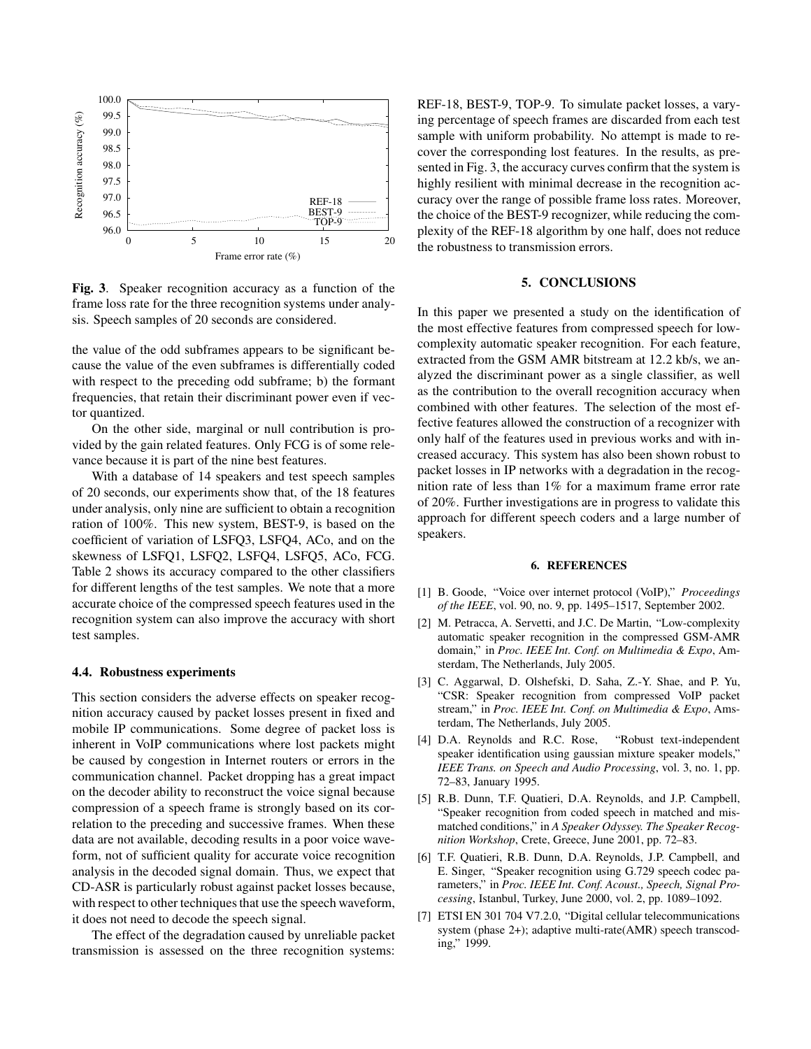100.0
99.5
99.0
98.5
98.0
97.5
97.0
96.5
96.0
Recognition accuracy (%)
0
5
10
15
20
Frame error rate (%)
REF-18
BEST-9
TOP-9

**Fig. 3**. Speaker recognition accuracy as a function of the frame loss rate for the three recognition systems under analysis. Speech samples of 20 seconds are considered.

the value of the odd subframes appears to be significant because the value of the even subframes is differentially coded with respect to the preceding odd subframe; b) the formant frequencies, that retain their discriminant power even if vector quantized.

On the other side, marginal or null contribution is provided by the gain related features. Only FCG is of some relevance because it is part of the nine best features.

With a database of 14 speakers and test speech samples of 20 seconds, our experiments show that, of the 18 features under analysis, only nine are sufficient to obtain a recognition ration of 100%. This new system, BEST-9, is based on the coefficient of variation of LSFQ3, LSFQ4, ACo, and on the skewness of LSFQ1, LSFQ2, LSFQ4, LSFQ5, ACo, FCG. Table 2 shows its accuracy compared to the other classifiers for different lengths of the test samples. We note that a more accurate choice of the compressed speech features used in the recognition system can also improve the accuracy with short test samples.

### 4.4. Robustness experiments

This section considers the adverse effects on speaker recognition accuracy caused by packet losses present in fixed and mobile IP communications. Some degree of packet loss is inherent in VoIP communications where lost packets might be caused by congestion in Internet routers or errors in the communication channel. Packet dropping has a great impact on the decoder ability to reconstruct the voice signal because compression of a speech frame is strongly based on its correlation to the preceding and successive frames. When these data are not available, decoding results in a poor voice waveform, not of sufficient quality for accurate voice recognition analysis in the decoded signal domain. Thus, we expect that CD-ASR is particularly robust against packet losses because, with respect to other techniques that use the speech waveform, it does not need to decode the speech signal.

The effect of the degradation caused by unreliable packet transmission is assessed on the three recognition systems: REF-18, BEST-9, TOP-9. To simulate packet losses, a varying percentage of speech frames are discarded from each test sample with uniform probability. No attempt is made to recover the corresponding lost features. In the results, as presented in Fig. 3, the accuracy curves confirm that the system is highly resilient with minimal decrease in the recognition accuracy over the range of possible frame loss rates. Moreover, the choice of the BEST-9 recognizer, while reducing the complexity of the REF-18 algorithm by one half, does not reduce the robustness to transmission errors.

## 5. CONCLUSIONS

In this paper we presented a study on the identification of the most effective features from compressed speech for low-complexity automatic speaker recognition. For each feature, extracted from the GSM AMR bitstream at 12.2 kb/s, we analyzed the discriminant power as a single classifier, as well as the contribution to the overall recognition accuracy when combined with other features. The selection of the most effective features allowed the construction of a recognizer with only half of the features used in previous works and with increased accuracy. This system has also been shown robust to packet losses in IP networks with a degradation in the recognition rate of less than 1% for a maximum frame error rate of 20%. Further investigations are in progress to validate this approach for different speech coders and a large number of speakers.

## 6. REFERENCES

[1] B. Goode, "Voice over internet protocol (VoIP)," *Proceedings of the IEEE*, vol. 90, no. 9, pp. 1495–1517, September 2002.

[2] M. Petracca, A. Servetti, and J.C. De Martin, "Low-complexity automatic speaker recognition in the compressed GSM-AMR domain," in *Proc. IEEE Int. Conf. on Multimedia & Expo*, Amsterdam, The Netherlands, July 2005.

[3] C. Aggarwal, D. Olshefski, D. Saha, Z.-Y. Shae, and P. Yu, "CSR: Speaker recognition from compressed VoIP packet stream," in *Proc. IEEE Int. Conf. on Multimedia & Expo*, Amsterdam, The Netherlands, July 2005.

[4] D.A. Reynolds and R.C. Rose, "Robust text-independent speaker identification using gaussian mixture speaker models," *IEEE Trans. on Speech and Audio Processing*, vol. 3, no. 1, pp. 72–83, January 1995.

[5] R.B. Dunn, T.F. Quatieri, D.A. Reynolds, and J.P. Campbell, "Speaker recognition from coded speech in matched and mismatched conditions," in *A Speaker Odyssey. The Speaker Recognition Workshop*, Crete, Greece, June 2001, pp. 72–83.

[6] T.F. Quatieri, R.B. Dunn, D.A. Reynolds, J.P. Campbell, and E. Singer, "Speaker recognition using G.729 speech codec parameters," in *Proc. IEEE Int. Conf. Acoust., Speech, Signal Processing*, Istanbul, Turkey, June 2000, vol. 2, pp. 1089–1092.

[7] ETSI EN 301 704 V7.2.0, "Digital cellular telecommunications system (phase 2+); adaptive multi-rate(AMR) speech transcoding," 1999.